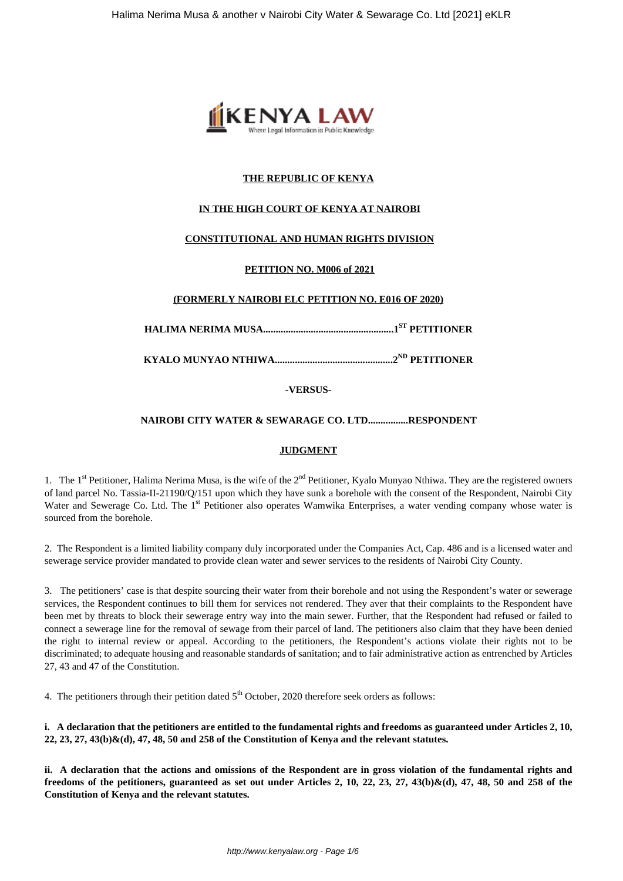**THE REPUBLIC OF KENYA**

**IN THE HIGH COURT OF KENYA AT NAIROBI**

**CONSTITUTIONAL AND HUMAN RIGHTS DIVISION**

**PETITION NO. M006 of 2021**

**(FORMERLY NAIROBI ELC PETITION NO. E016 OF 2020)**

**HALIMA NERIMA MUSA....................................................1ST PETITIONER**

**KYALO MUNYAO NTHIWA...............................................2ND PETITIONER**

**-VERSUS-**

**NAIROBI CITY WATER & SEWARAGE CO. LTD................RESPONDENT**

**JUDGMENT**

1. The 1st Petitioner, Halima Nerima Musa, is the wife of the 2nd Petitioner, Kyalo Munyao Nthiwa. They are the registered owners of land parcel No. Tassia-II-21190/Q/151 upon which they have sunk a borehole with the consent of the Respondent, Nairobi City Water and Sewerage Co. Ltd. The 1st Petitioner also operates Wamwika Enterprises, a water vending company whose water is sourced from the borehole.

2. The Respondent is a limited liability company duly incorporated under the Companies Act, Cap. 486 and is a licensed water and sewerage service provider mandated to provide clean water and sewer services to the residents of Nairobi City County.

3. The petitioners' case is that despite sourcing their water from their borehole and not using the Respondent's water or sewerage services, the Respondent continues to bill them for services not rendered. They aver that their complaints to the Respondent have been met by threats to block their sewerage entry way into the main sewer. Further, that the Respondent had refused or failed to connect a sewerage line for the removal of sewage from their parcel of land. The petitioners also claim that they have been denied the right to internal review or appeal. According to the petitioners, the Respondent's actions violate their rights not to be discriminated; to adequate housing and reasonable standards of sanitation; and to fair administrative action as entrenched by Articles 27, 43 and 47 of the Constitution.

4. The petitioners through their petition dated 5th October, 2020 therefore seek orders as follows:

**i. A declaration that the petitioners are entitled to the fundamental rights and freedoms as guaranteed under Articles 2, 10, 22, 23, 27, 43(b)&(d), 47, 48, 50 and 258 of the Constitution of Kenya and the relevant statutes.**

**ii. A declaration that the actions and omissions of the Respondent are in gross violation of the fundamental rights and freedoms of the petitioners, guaranteed as set out under Articles 2, 10, 22, 23, 27, 43(b)&(d), 47, 48, 50 and 258 of the Constitution of Kenya and the relevant statutes.**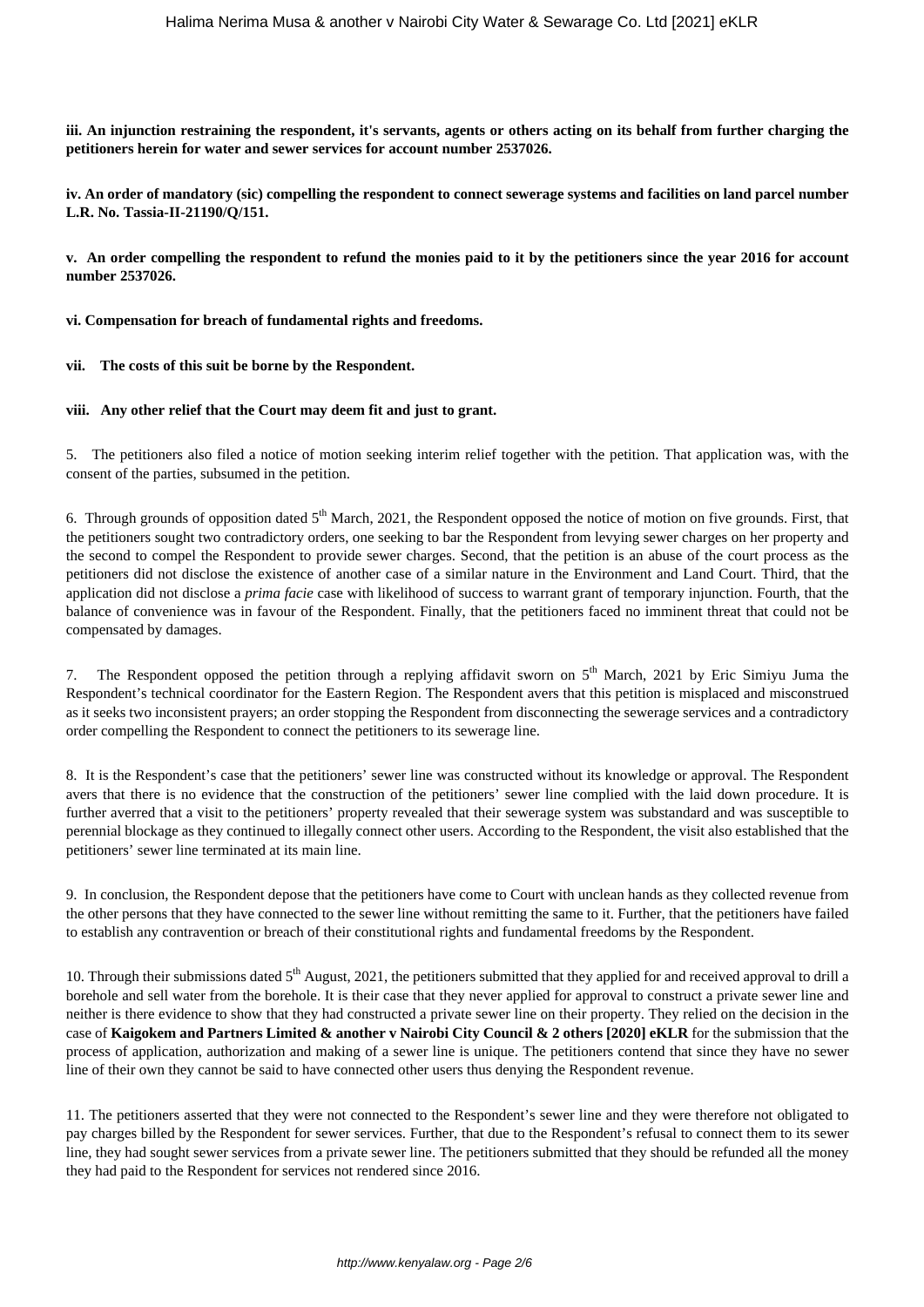**iii. An injunction restraining the respondent, it's servants, agents or others acting on its behalf from further charging the petitioners herein for water and sewer services for account number 2537026.**

**iv. An order of mandatory (sic) compelling the respondent to connect sewerage systems and facilities on land parcel number L.R. No. Tassia-II-21190/Q/151.**

**v. An order compelling the respondent to refund the monies paid to it by the petitioners since the year 2016 for account number 2537026.**

**vi. Compensation for breach of fundamental rights and freedoms.**

**vii. The costs of this suit be borne by the Respondent.**

**viii. Any other relief that the Court may deem fit and just to grant.**

5. The petitioners also filed a notice of motion seeking interim relief together with the petition. That application was, with the consent of the parties, subsumed in the petition.

6. Through grounds of opposition dated 5th March, 2021, the Respondent opposed the notice of motion on five grounds. First, that the petitioners sought two contradictory orders, one seeking to bar the Respondent from levying sewer charges on her property and the second to compel the Respondent to provide sewer charges. Second, that the petition is an abuse of the court process as the petitioners did not disclose the existence of another case of a similar nature in the Environment and Land Court. Third, that the application did not disclose a *prima facie* case with likelihood of success to warrant grant of temporary injunction. Fourth, that the balance of convenience was in favour of the Respondent. Finally, that the petitioners faced no imminent threat that could not be compensated by damages.

7. The Respondent opposed the petition through a replying affidavit sworn on 5th March, 2021 by Eric Simiyu Juma the Respondent's technical coordinator for the Eastern Region. The Respondent avers that this petition is misplaced and misconstrued as it seeks two inconsistent prayers; an order stopping the Respondent from disconnecting the sewerage services and a contradictory order compelling the Respondent to connect the petitioners to its sewerage line.

8. It is the Respondent's case that the petitioners' sewer line was constructed without its knowledge or approval. The Respondent avers that there is no evidence that the construction of the petitioners' sewer line complied with the laid down procedure. It is further averred that a visit to the petitioners' property revealed that their sewerage system was substandard and was susceptible to perennial blockage as they continued to illegally connect other users. According to the Respondent, the visit also established that the petitioners' sewer line terminated at its main line.

9. In conclusion, the Respondent depose that the petitioners have come to Court with unclean hands as they collected revenue from the other persons that they have connected to the sewer line without remitting the same to it. Further, that the petitioners have failed to establish any contravention or breach of their constitutional rights and fundamental freedoms by the Respondent.

10. Through their submissions dated 5th August, 2021, the petitioners submitted that they applied for and received approval to drill a borehole and sell water from the borehole. It is their case that they never applied for approval to construct a private sewer line and neither is there evidence to show that they had constructed a private sewer line on their property. They relied on the decision in the case of **Kaigokem and Partners Limited & another v Nairobi City Council & 2 others [2020] eKLR** for the submission that the process of application, authorization and making of a sewer line is unique. The petitioners contend that since they have no sewer line of their own they cannot be said to have connected other users thus denying the Respondent revenue.

11. The petitioners asserted that they were not connected to the Respondent's sewer line and they were therefore not obligated to pay charges billed by the Respondent for sewer services. Further, that due to the Respondent's refusal to connect them to its sewer line, they had sought sewer services from a private sewer line. The petitioners submitted that they should be refunded all the money they had paid to the Respondent for services not rendered since 2016.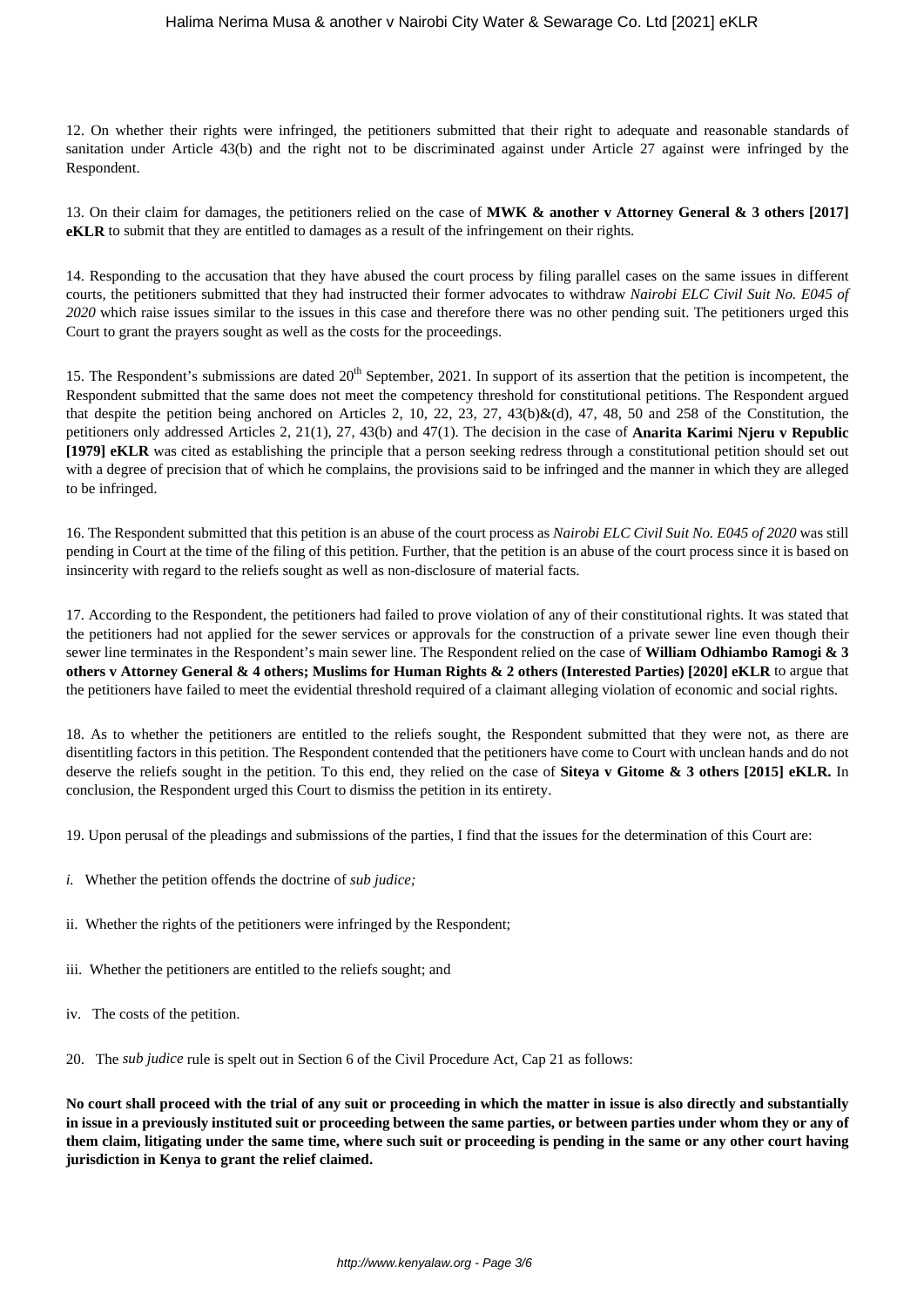12. On whether their rights were infringed, the petitioners submitted that their right to adequate and reasonable standards of sanitation under Article 43(b) and the right not to be discriminated against under Article 27 against were infringed by the Respondent.

13. On their claim for damages, the petitioners relied on the case of **MWK & another v Attorney General & 3 others [2017] eKLR** to submit that they are entitled to damages as a result of the infringement on their rights.

14. Responding to the accusation that they have abused the court process by filing parallel cases on the same issues in different courts, the petitioners submitted that they had instructed their former advocates to withdraw *Nairobi ELC Civil Suit No. E045 of 2020* which raise issues similar to the issues in this case and therefore there was no other pending suit. The petitioners urged this Court to grant the prayers sought as well as the costs for the proceedings.

15. The Respondent's submissions are dated 20th September, 2021. In support of its assertion that the petition is incompetent, the Respondent submitted that the same does not meet the competency threshold for constitutional petitions. The Respondent argued that despite the petition being anchored on Articles 2, 10, 22, 23, 27, 43(b)&(d), 47, 48, 50 and 258 of the Constitution, the petitioners only addressed Articles 2, 21(1), 27, 43(b) and 47(1). The decision in the case of **Anarita Karimi Njeru v Republic [1979] eKLR** was cited as establishing the principle that a person seeking redress through a constitutional petition should set out with a degree of precision that of which he complains, the provisions said to be infringed and the manner in which they are alleged to be infringed.

16. The Respondent submitted that this petition is an abuse of the court process as *Nairobi ELC Civil Suit No. E045 of 2020* was still pending in Court at the time of the filing of this petition. Further, that the petition is an abuse of the court process since it is based on insincerity with regard to the reliefs sought as well as non-disclosure of material facts.

17. According to the Respondent, the petitioners had failed to prove violation of any of their constitutional rights. It was stated that the petitioners had not applied for the sewer services or approvals for the construction of a private sewer line even though their sewer line terminates in the Respondent's main sewer line. The Respondent relied on the case of **William Odhiambo Ramogi & 3 others v Attorney General & 4 others; Muslims for Human Rights & 2 others (Interested Parties) [2020] eKLR** to argue that the petitioners have failed to meet the evidential threshold required of a claimant alleging violation of economic and social rights.

18. As to whether the petitioners are entitled to the reliefs sought, the Respondent submitted that they were not, as there are disentitling factors in this petition. The Respondent contended that the petitioners have come to Court with unclean hands and do not deserve the reliefs sought in the petition. To this end, they relied on the case of **Siteya v Gitome & 3 others [2015] eKLR.** In conclusion, the Respondent urged this Court to dismiss the petition in its entirety.

19. Upon perusal of the pleadings and submissions of the parties, I find that the issues for the determination of this Court are:

*i.* Whether the petition offends the doctrine of *sub judice;*

ii. Whether the rights of the petitioners were infringed by the Respondent;

iii. Whether the petitioners are entitled to the reliefs sought; and

iv. The costs of the petition.

20. The *sub judice* rule is spelt out in Section 6 of the Civil Procedure Act, Cap 21 as follows:

**No court shall proceed with the trial of any suit or proceeding in which the matter in issue is also directly and substantially in issue in a previously instituted suit or proceeding between the same parties, or between parties under whom they or any of them claim, litigating under the same time, where such suit or proceeding is pending in the same or any other court having jurisdiction in Kenya to grant the relief claimed.**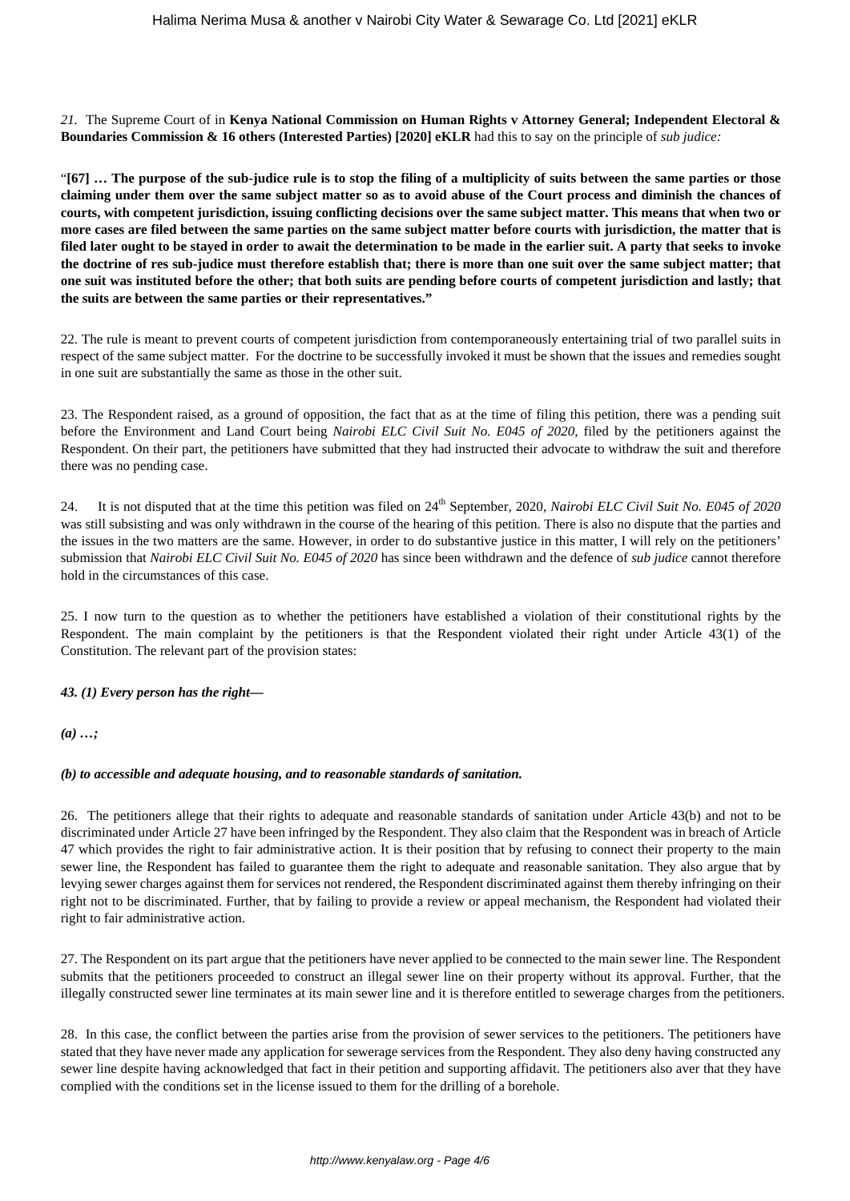*21.* The Supreme Court of in **Kenya National Commission on Human Rights v Attorney General; Independent Electoral & Boundaries Commission & 16 others (Interested Parties) [2020] eKLR** had this to say on the principle of *sub judice:*

"**[67] … The purpose of the sub-judice rule is to stop the filing of a multiplicity of suits between the same parties or those claiming under them over the same subject matter so as to avoid abuse of the Court process and diminish the chances of courts, with competent jurisdiction, issuing conflicting decisions over the same subject matter. This means that when two or more cases are filed between the same parties on the same subject matter before courts with jurisdiction, the matter that is filed later ought to be stayed in order to await the determination to be made in the earlier suit. A party that seeks to invoke the doctrine of res sub-judice must therefore establish that; there is more than one suit over the same subject matter; that one suit was instituted before the other; that both suits are pending before courts of competent jurisdiction and lastly; that the suits are between the same parties or their representatives."**

22. The rule is meant to prevent courts of competent jurisdiction from contemporaneously entertaining trial of two parallel suits in respect of the same subject matter. For the doctrine to be successfully invoked it must be shown that the issues and remedies sought in one suit are substantially the same as those in the other suit.

23. The Respondent raised, as a ground of opposition, the fact that as at the time of filing this petition, there was a pending suit before the Environment and Land Court being *Nairobi ELC Civil Suit No. E045 of 2020*, filed by the petitioners against the Respondent. On their part, the petitioners have submitted that they had instructed their advocate to withdraw the suit and therefore there was no pending case.

24. It is not disputed that at the time this petition was filed on 24th September, 2020, *Nairobi ELC Civil Suit No. E045 of 2020* was still subsisting and was only withdrawn in the course of the hearing of this petition. There is also no dispute that the parties and the issues in the two matters are the same. However, in order to do substantive justice in this matter, I will rely on the petitioners' submission that *Nairobi ELC Civil Suit No. E045 of 2020* has since been withdrawn and the defence of *sub judice* cannot therefore hold in the circumstances of this case.

25. I now turn to the question as to whether the petitioners have established a violation of their constitutional rights by the Respondent. The main complaint by the petitioners is that the Respondent violated their right under Article 43(1) of the Constitution. The relevant part of the provision states:

***43. (1) Every person has the right—***

***(a) …;***

***(b) to accessible and adequate housing, and to reasonable standards of sanitation.***

26. The petitioners allege that their rights to adequate and reasonable standards of sanitation under Article 43(b) and not to be discriminated under Article 27 have been infringed by the Respondent. They also claim that the Respondent was in breach of Article 47 which provides the right to fair administrative action. It is their position that by refusing to connect their property to the main sewer line, the Respondent has failed to guarantee them the right to adequate and reasonable sanitation. They also argue that by levying sewer charges against them for services not rendered, the Respondent discriminated against them thereby infringing on their right not to be discriminated. Further, that by failing to provide a review or appeal mechanism, the Respondent had violated their right to fair administrative action.

27. The Respondent on its part argue that the petitioners have never applied to be connected to the main sewer line. The Respondent submits that the petitioners proceeded to construct an illegal sewer line on their property without its approval. Further, that the illegally constructed sewer line terminates at its main sewer line and it is therefore entitled to sewerage charges from the petitioners.

28. In this case, the conflict between the parties arise from the provision of sewer services to the petitioners. The petitioners have stated that they have never made any application for sewerage services from the Respondent. They also deny having constructed any sewer line despite having acknowledged that fact in their petition and supporting affidavit. The petitioners also aver that they have complied with the conditions set in the license issued to them for the drilling of a borehole.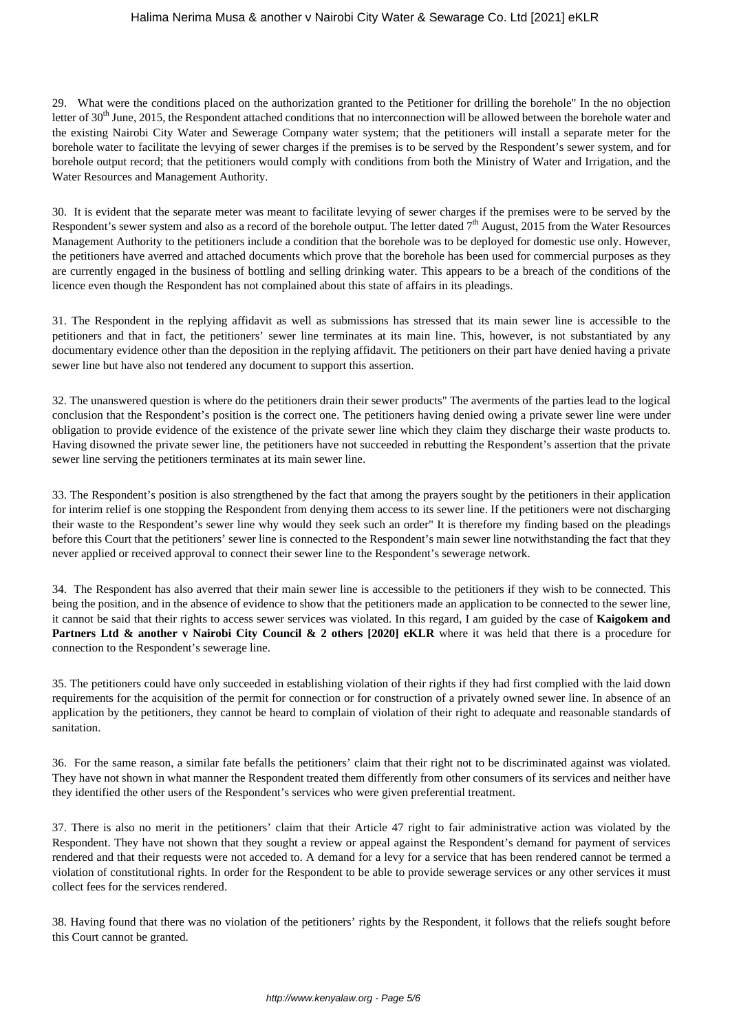29. What were the conditions placed on the authorization granted to the Petitioner for drilling the borehole" In the no objection letter of 30th June, 2015, the Respondent attached conditions that no interconnection will be allowed between the borehole water and the existing Nairobi City Water and Sewerage Company water system; that the petitioners will install a separate meter for the borehole water to facilitate the levying of sewer charges if the premises is to be served by the Respondent's sewer system, and for borehole output record; that the petitioners would comply with conditions from both the Ministry of Water and Irrigation, and the Water Resources and Management Authority.

30. It is evident that the separate meter was meant to facilitate levying of sewer charges if the premises were to be served by the Respondent's sewer system and also as a record of the borehole output. The letter dated 7th August, 2015 from the Water Resources Management Authority to the petitioners include a condition that the borehole was to be deployed for domestic use only. However, the petitioners have averred and attached documents which prove that the borehole has been used for commercial purposes as they are currently engaged in the business of bottling and selling drinking water. This appears to be a breach of the conditions of the licence even though the Respondent has not complained about this state of affairs in its pleadings.

31. The Respondent in the replying affidavit as well as submissions has stressed that its main sewer line is accessible to the petitioners and that in fact, the petitioners' sewer line terminates at its main line. This, however, is not substantiated by any documentary evidence other than the deposition in the replying affidavit. The petitioners on their part have denied having a private sewer line but have also not tendered any document to support this assertion.

32. The unanswered question is where do the petitioners drain their sewer products" The averments of the parties lead to the logical conclusion that the Respondent's position is the correct one. The petitioners having denied owing a private sewer line were under obligation to provide evidence of the existence of the private sewer line which they claim they discharge their waste products to. Having disowned the private sewer line, the petitioners have not succeeded in rebutting the Respondent's assertion that the private sewer line serving the petitioners terminates at its main sewer line.

33. The Respondent's position is also strengthened by the fact that among the prayers sought by the petitioners in their application for interim relief is one stopping the Respondent from denying them access to its sewer line. If the petitioners were not discharging their waste to the Respondent's sewer line why would they seek such an order" It is therefore my finding based on the pleadings before this Court that the petitioners' sewer line is connected to the Respondent's main sewer line notwithstanding the fact that they never applied or received approval to connect their sewer line to the Respondent's sewerage network.

34. The Respondent has also averred that their main sewer line is accessible to the petitioners if they wish to be connected. This being the position, and in the absence of evidence to show that the petitioners made an application to be connected to the sewer line, it cannot be said that their rights to access sewer services was violated. In this regard, I am guided by the case of **Kaigokem and Partners Ltd & another v Nairobi City Council & 2 others [2020] eKLR** where it was held that there is a procedure for connection to the Respondent's sewerage line.

35. The petitioners could have only succeeded in establishing violation of their rights if they had first complied with the laid down requirements for the acquisition of the permit for connection or for construction of a privately owned sewer line. In absence of an application by the petitioners, they cannot be heard to complain of violation of their right to adequate and reasonable standards of sanitation.

36. For the same reason, a similar fate befalls the petitioners' claim that their right not to be discriminated against was violated. They have not shown in what manner the Respondent treated them differently from other consumers of its services and neither have they identified the other users of the Respondent's services who were given preferential treatment.

37. There is also no merit in the petitioners' claim that their Article 47 right to fair administrative action was violated by the Respondent. They have not shown that they sought a review or appeal against the Respondent's demand for payment of services rendered and that their requests were not acceded to. A demand for a levy for a service that has been rendered cannot be termed a violation of constitutional rights. In order for the Respondent to be able to provide sewerage services or any other services it must collect fees for the services rendered.

38. Having found that there was no violation of the petitioners' rights by the Respondent, it follows that the reliefs sought before this Court cannot be granted.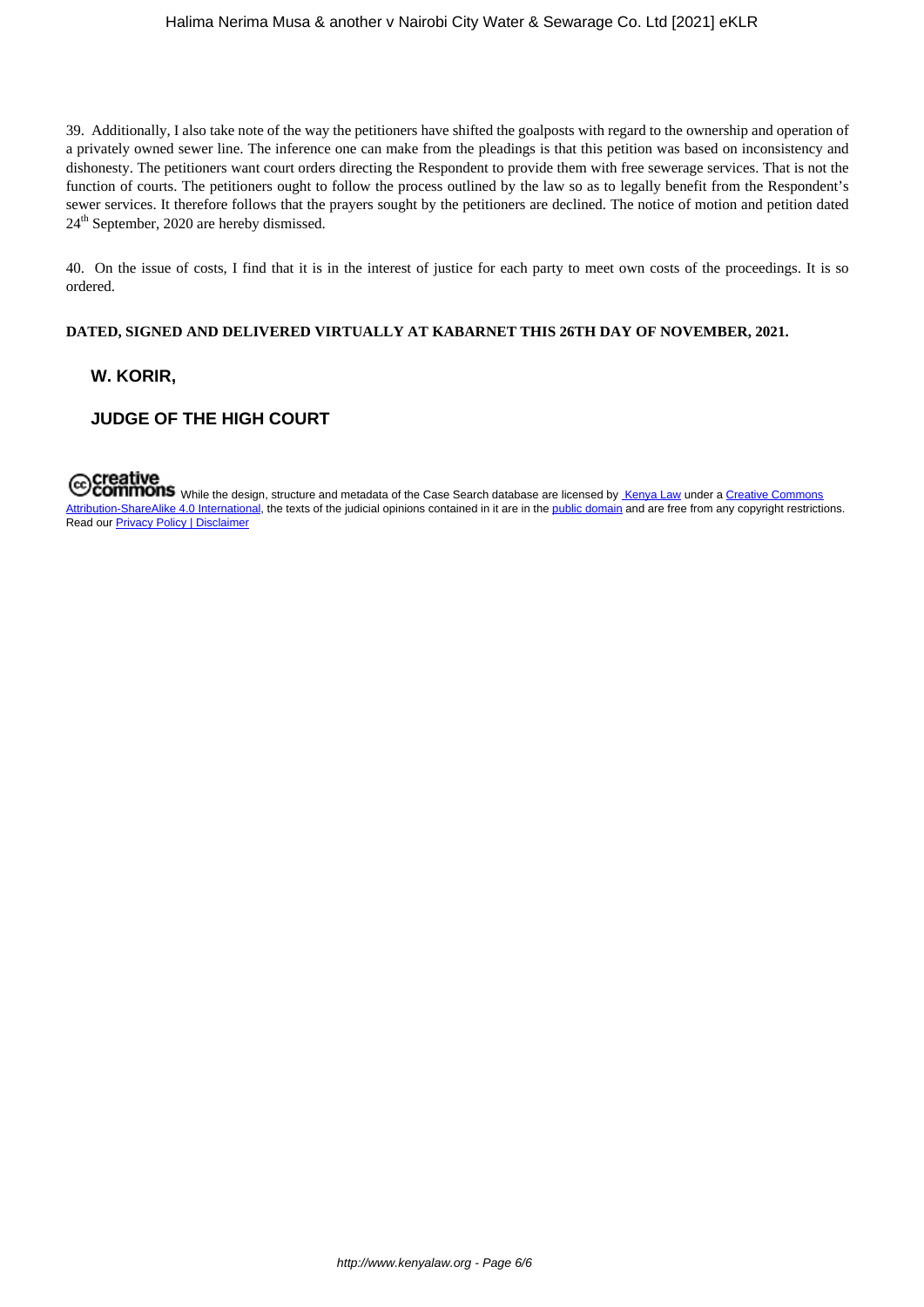39. Additionally, I also take note of the way the petitioners have shifted the goalposts with regard to the ownership and operation of a privately owned sewer line. The inference one can make from the pleadings is that this petition was based on inconsistency and dishonesty. The petitioners want court orders directing the Respondent to provide them with free sewerage services. That is not the function of courts. The petitioners ought to follow the process outlined by the law so as to legally benefit from the Respondent's sewer services. It therefore follows that the prayers sought by the petitioners are declined. The notice of motion and petition dated 24th September, 2020 are hereby dismissed.

40. On the issue of costs, I find that it is in the interest of justice for each party to meet own costs of the proceedings. It is so ordered.

**DATED, SIGNED AND DELIVERED VIRTUALLY AT KABARNET THIS 26TH DAY OF NOVEMBER, 2021.**

**W. KORIR,**

**JUDGE OF THE HIGH COURT**

creative commons While the design, structure and metadata of the Case Search database are licensed by Kenya Law under a Creative Commons Attribution-ShareAlike 4.0 International, the texts of the judicial opinions contained in it are in the public domain and are free from any copyright restrictions. Read our Privacy Policy | Disclaimer